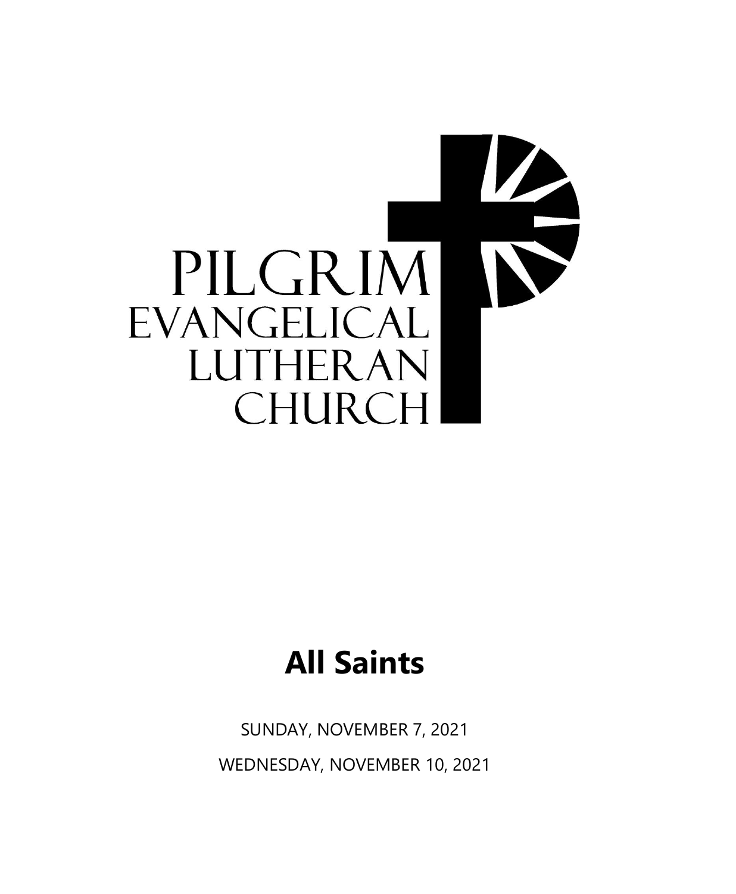PILGRIM EVANGELICAL LUTHERAN CHURCH

# All Saints

SUNDAY, NOVEMBER 7, 2021

WEDNESDAY, NOVEMBER 10, 2021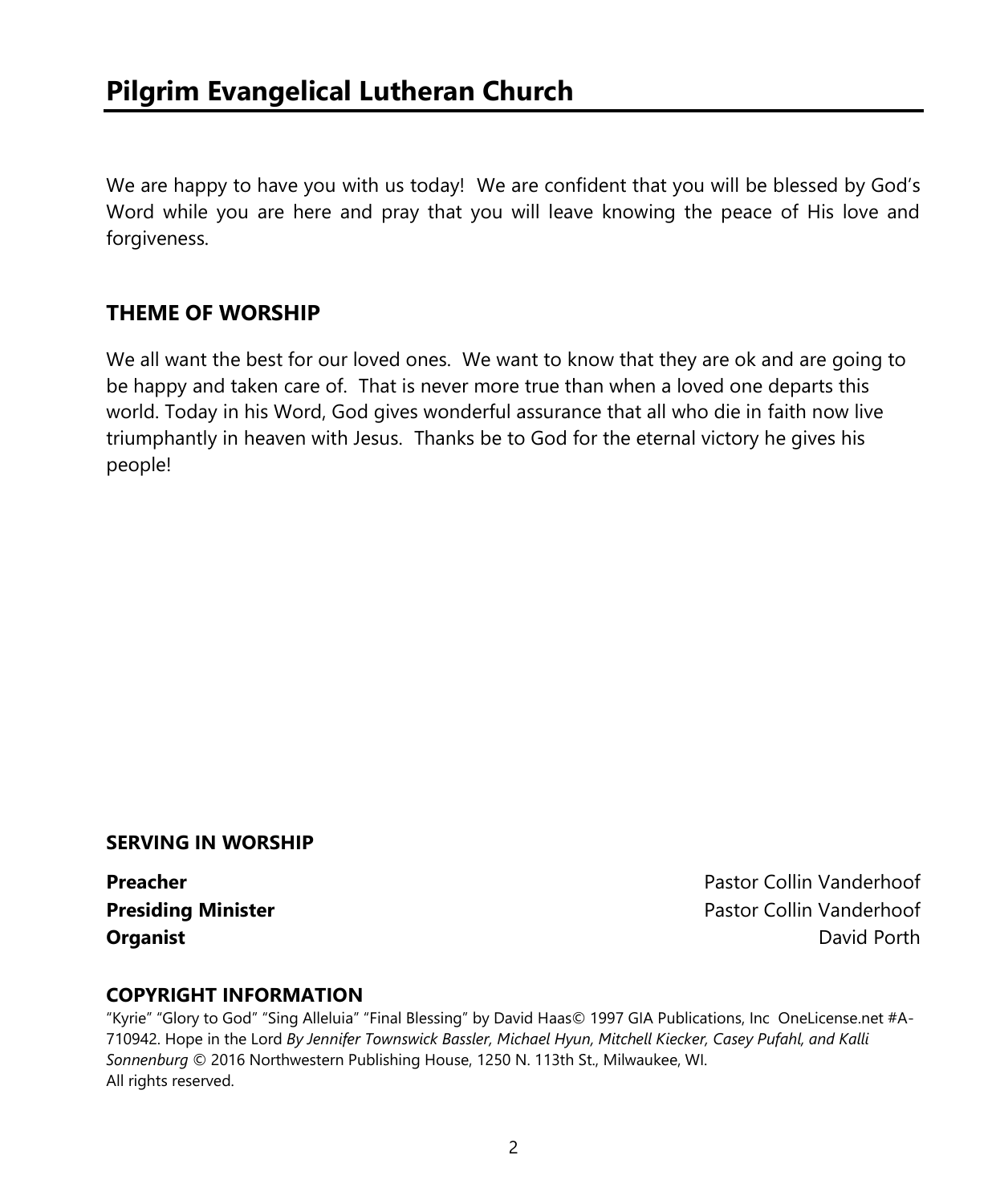# Pilgrim Evangelical Lutheran Church

We are happy to have you with us today! We are confident that you will be blessed by God's Word while you are here and pray that you will leave knowing the peace of His love and forgiveness.

## THEME OF WORSHIP

We all want the best for our loved ones. We want to know that they are ok and are going to be happy and taken care of. That is never more true than when a loved one departs this world. Today in his Word, God gives wonderful assurance that all who die in faith now live triumphantly in heaven with Jesus. Thanks be to God for the eternal victory he gives his people!

### SERVING IN WORSHIP

**Preacher** Pastor Collin Vanderhoof
**Presiding Minister** Pastor Collin Vanderhoof
**Organist** David Porth

### COPYRIGHT INFORMATION

"Kyrie" "Glory to God" "Sing Alleluia" "Final Blessing" by David Haas© 1997 GIA Publications, Inc OneLicense.net #A-710942. Hope in the Lord *By Jennifer Townswick Bassler, Michael Hyun, Mitchell Kiecker, Casey Pufahl, and Kalli Sonnenburg* © 2016 Northwestern Publishing House, 1250 N. 113th St., Milwaukee, WI.
All rights reserved.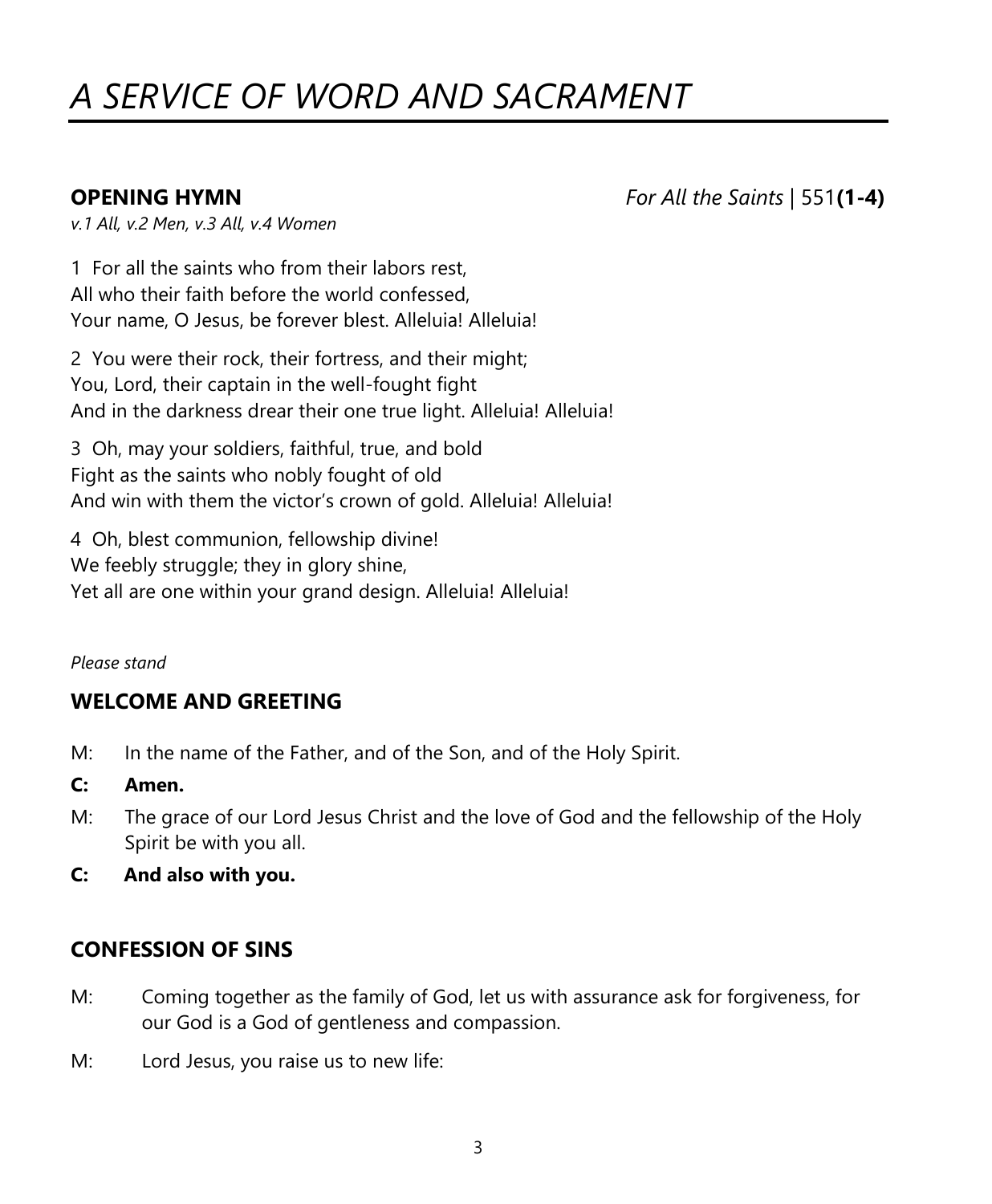# *A SERVICE OF WORD AND SACRAMENT*

**OPENING HYMN** *For All the Saints* | 551**(1-4)**

*v.1 All, v.2 Men, v.3 All, v.4 Women*

1 For all the saints who from their labors rest,
All who their faith before the world confessed,
Your name, O Jesus, be forever blest. Alleluia! Alleluia!

2 You were their rock, their fortress, and their might;
You, Lord, their captain in the well-fought fight
And in the darkness drear their one true light. Alleluia! Alleluia!

3 Oh, may your soldiers, faithful, true, and bold
Fight as the saints who nobly fought of old
And win with them the victor's crown of gold. Alleluia! Alleluia!

4 Oh, blest communion, fellowship divine!
We feebly struggle; they in glory shine,
Yet all are one within your grand design. Alleluia! Alleluia!

*Please stand*

## WELCOME AND GREETING

M: In the name of the Father, and of the Son, and of the Holy Spirit.

**C: Amen.**

M: The grace of our Lord Jesus Christ and the love of God and the fellowship of the Holy Spirit be with you all.

**C: And also with you.**

## CONFESSION OF SINS

M: Coming together as the family of God, let us with assurance ask for forgiveness, for our God is a God of gentleness and compassion.

M: Lord Jesus, you raise us to new life: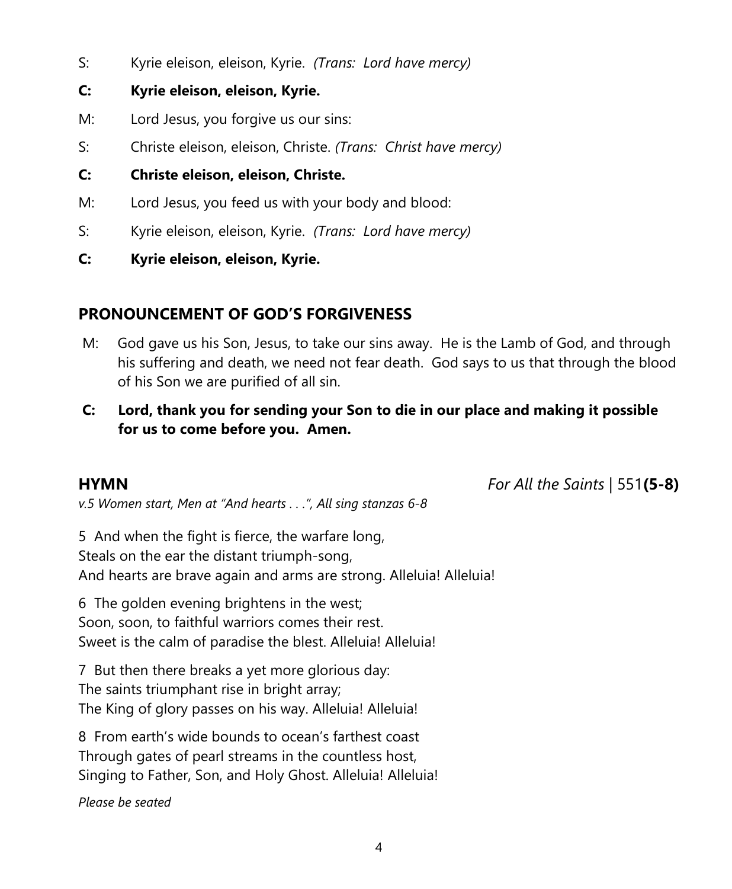S: Kyrie eleison, eleison, Kyrie. *(Trans: Lord have mercy)*

**C: Kyrie eleison, eleison, Kyrie.**

M: Lord Jesus, you forgive us our sins:

S: Christe eleison, eleison, Christe. *(Trans: Christ have mercy)*

**C: Christe eleison, eleison, Christe.**

M: Lord Jesus, you feed us with your body and blood:

S: Kyrie eleison, eleison, Kyrie. *(Trans: Lord have mercy)*

**C: Kyrie eleison, eleison, Kyrie.**

## PRONOUNCEMENT OF GOD'S FORGIVENESS

M: God gave us his Son, Jesus, to take our sins away. He is the Lamb of God, and through his suffering and death, we need not fear death. God says to us that through the blood of his Son we are purified of all sin.

**C: Lord, thank you for sending your Son to die in our place and making it possible for us to come before you. Amen.**

## HYMN *For All the Saints* | 551**(5-8)**

*v.5 Women start, Men at "And hearts . . .", All sing stanzas 6-8*

5 And when the fight is fierce, the warfare long,
Steals on the ear the distant triumph-song,
And hearts are brave again and arms are strong. Alleluia! Alleluia!

6 The golden evening brightens in the west;
Soon, soon, to faithful warriors comes their rest.
Sweet is the calm of paradise the blest. Alleluia! Alleluia!

7 But then there breaks a yet more glorious day:
The saints triumphant rise in bright array;
The King of glory passes on his way. Alleluia! Alleluia!

8 From earth's wide bounds to ocean's farthest coast
Through gates of pearl streams in the countless host,
Singing to Father, Son, and Holy Ghost. Alleluia! Alleluia!

*Please be seated*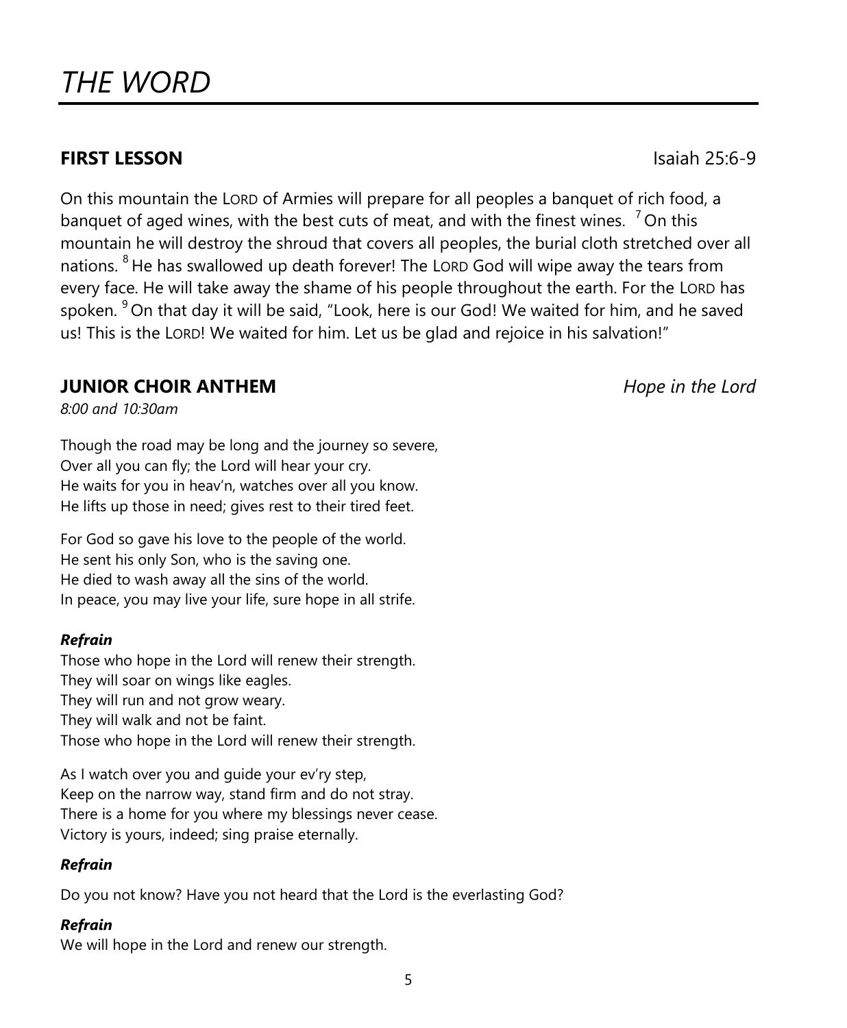# *THE WORD*

**FIRST LESSON** Isaiah 25:6-9

On this mountain the LORD of Armies will prepare for all peoples a banquet of rich food, a banquet of aged wines, with the best cuts of meat, and with the finest wines. [7] On this mountain he will destroy the shroud that covers all peoples, the burial cloth stretched over all nations. [8] He has swallowed up death forever! The LORD God will wipe away the tears from every face. He will take away the shame of his people throughout the earth. For the LORD has spoken. [9] On that day it will be said, "Look, here is our God! We waited for him, and he saved us! This is the LORD! We waited for him. Let us be glad and rejoice in his salvation!"

**JUNIOR CHOIR ANTHEM** *Hope in the Lord*

*8:00 and 10:30am*

Though the road may be long and the journey so severe,
Over all you can fly; the Lord will hear your cry.
He waits for you in heav'n, watches over all you know.
He lifts up those in need; gives rest to their tired feet.

For God so gave his love to the people of the world.
He sent his only Son, who is the saving one.
He died to wash away all the sins of the world.
In peace, you may live your life, sure hope in all strife.

***Refrain***
Those who hope in the Lord will renew their strength.
They will soar on wings like eagles.
They will run and not grow weary.
They will walk and not be faint.
Those who hope in the Lord will renew their strength.

As I watch over you and guide your ev'ry step,
Keep on the narrow way, stand firm and do not stray.
There is a home for you where my blessings never cease.
Victory is yours, indeed; sing praise eternally.

***Refrain***

Do you not know? Have you not heard that the Lord is the everlasting God?

***Refrain***
We will hope in the Lord and renew our strength.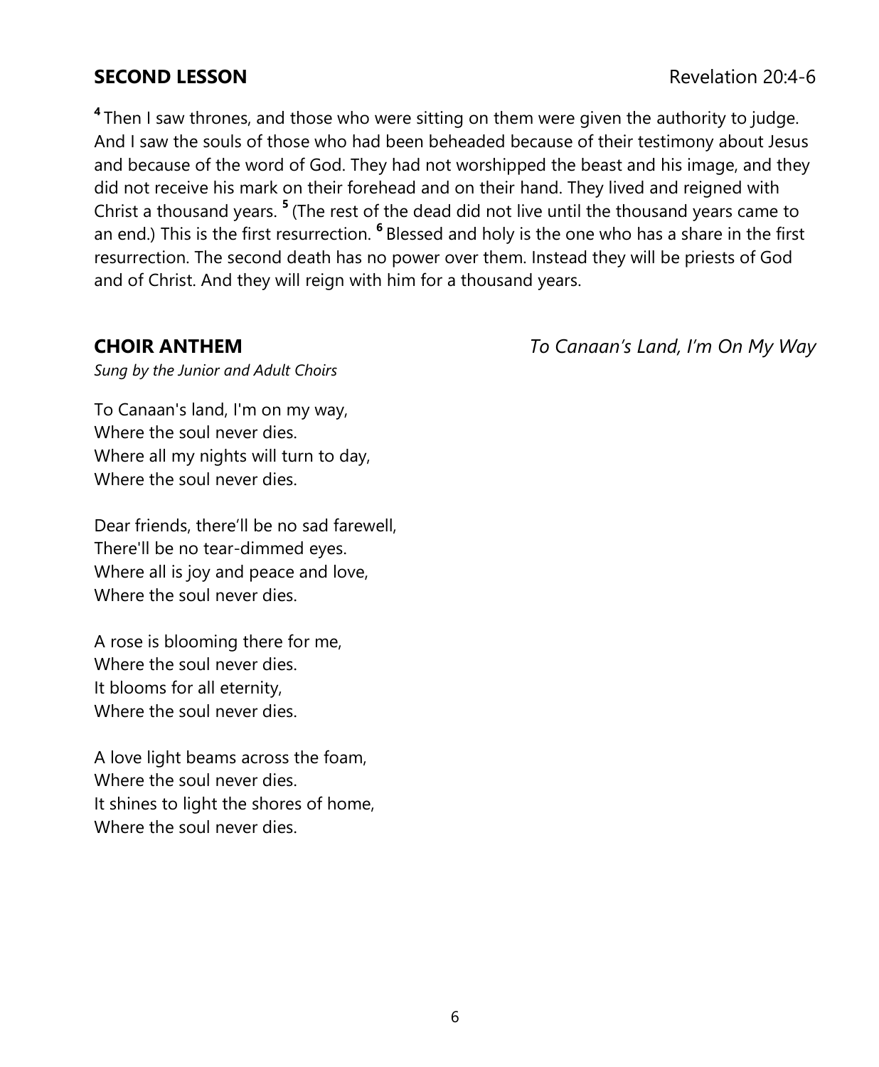**SECOND LESSON** Revelation 20:4-6

[4] Then I saw thrones, and those who were sitting on them were given the authority to judge. And I saw the souls of those who had been beheaded because of their testimony about Jesus and because of the word of God. They had not worshipped the beast and his image, and they did not receive his mark on their forehead and on their hand. They lived and reigned with Christ a thousand years. [5] (The rest of the dead did not live until the thousand years came to an end.) This is the first resurrection. [6] Blessed and holy is the one who has a share in the first resurrection. The second death has no power over them. Instead they will be priests of God and of Christ. And they will reign with him for a thousand years.

**CHOIR ANTHEM** *To Canaan's Land, I'm On My Way*

*Sung by the Junior and Adult Choirs*

To Canaan's land, I'm on my way,
Where the soul never dies.
Where all my nights will turn to day,
Where the soul never dies.

Dear friends, there'll be no sad farewell,
There'll be no tear-dimmed eyes.
Where all is joy and peace and love,
Where the soul never dies.

A rose is blooming there for me,
Where the soul never dies.
It blooms for all eternity,
Where the soul never dies.

A love light beams across the foam,
Where the soul never dies.
It shines to light the shores of home,
Where the soul never dies.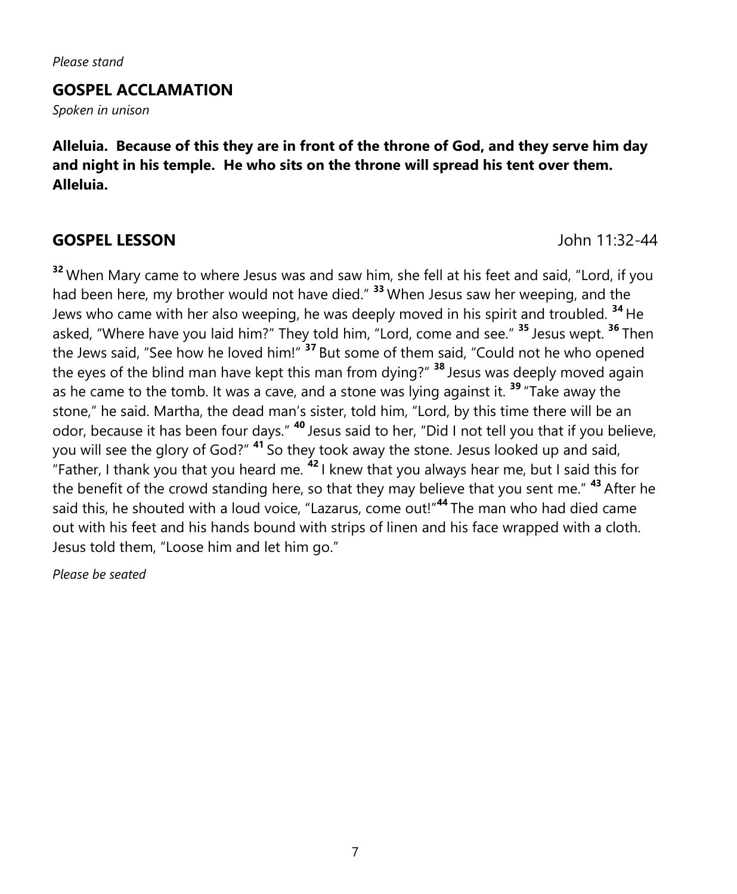*Please stand*

## GOSPEL ACCLAMATION

*Spoken in unison*

**Alleluia. Because of this they are in front of the throne of God, and they serve him day and night in his temple. He who sits on the throne will spread his tent over them. Alleluia.**

## GOSPEL LESSON John 11:32-44

[32] When Mary came to where Jesus was and saw him, she fell at his feet and said, "Lord, if you had been here, my brother would not have died." [33] When Jesus saw her weeping, and the Jews who came with her also weeping, he was deeply moved in his spirit and troubled. [34] He asked, "Where have you laid him?" They told him, "Lord, come and see." [35] Jesus wept. [36] Then the Jews said, "See how he loved him!" [37] But some of them said, "Could not he who opened the eyes of the blind man have kept this man from dying?" [38] Jesus was deeply moved again as he came to the tomb. It was a cave, and a stone was lying against it. [39] "Take away the stone," he said. Martha, the dead man's sister, told him, "Lord, by this time there will be an odor, because it has been four days." [40] Jesus said to her, "Did I not tell you that if you believe, you will see the glory of God?" [41] So they took away the stone. Jesus looked up and said, "Father, I thank you that you heard me. [42] I knew that you always hear me, but I said this for the benefit of the crowd standing here, so that they may believe that you sent me." [43] After he said this, he shouted with a loud voice, "Lazarus, come out!"[44] The man who had died came out with his feet and his hands bound with strips of linen and his face wrapped with a cloth. Jesus told them, "Loose him and let him go."

*Please be seated*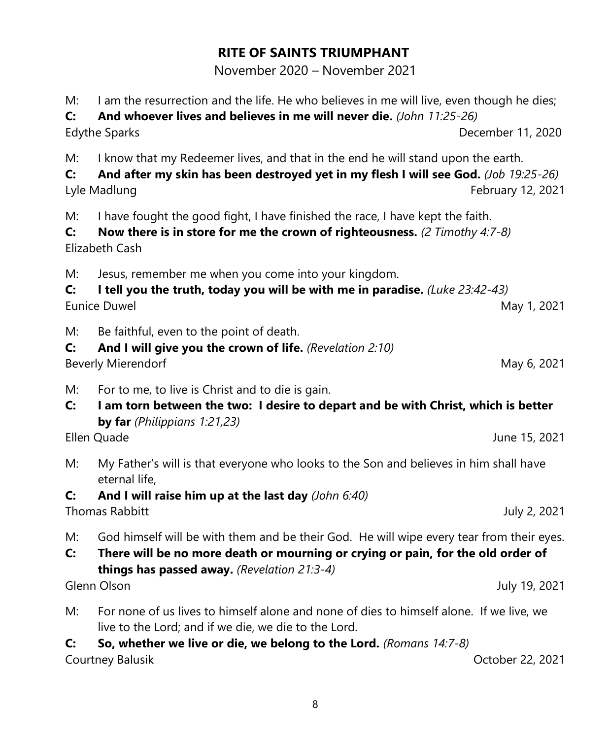## RITE OF SAINTS TRIUMPHANT

November 2020 – November 2021

M: I am the resurrection and the life. He who believes in me will live, even though he dies;
**C: And whoever lives and believes in me will never die.** *(John 11:25-26)*
Edythe Sparks December 11, 2020

M: I know that my Redeemer lives, and that in the end he will stand upon the earth.
**C: And after my skin has been destroyed yet in my flesh I will see God.** *(Job 19:25-26)*
Lyle Madlung February 12, 2021

M: I have fought the good fight, I have finished the race, I have kept the faith.
**C: Now there is in store for me the crown of righteousness.** *(2 Timothy 4:7-8)*
Elizabeth Cash

M: Jesus, remember me when you come into your kingdom.
**C: I tell you the truth, today you will be with me in paradise.** *(Luke 23:42-43)*
Eunice Duwel May 1, 2021

M: Be faithful, even to the point of death.
**C: And I will give you the crown of life.** *(Revelation 2:10)*
Beverly Mierendorf May 6, 2021

M: For to me, to live is Christ and to die is gain.
**C: I am torn between the two: I desire to depart and be with Christ, which is better by far** *(Philippians 1:21,23)*
Ellen Quade June 15, 2021

M: My Father's will is that everyone who looks to the Son and believes in him shall have eternal life,
**C: And I will raise him up at the last day** *(John 6:40)*
Thomas Rabbitt July 2, 2021

M: God himself will be with them and be their God. He will wipe every tear from their eyes.
**C: There will be no more death or mourning or crying or pain, for the old order of things has passed away.** *(Revelation 21:3-4)*
Glenn Olson July 19, 2021

M: For none of us lives to himself alone and none of dies to himself alone. If we live, we live to the Lord; and if we die, we die to the Lord.
**C: So, whether we live or die, we belong to the Lord.** *(Romans 14:7-8)*
Courtney Balusik October 22, 2021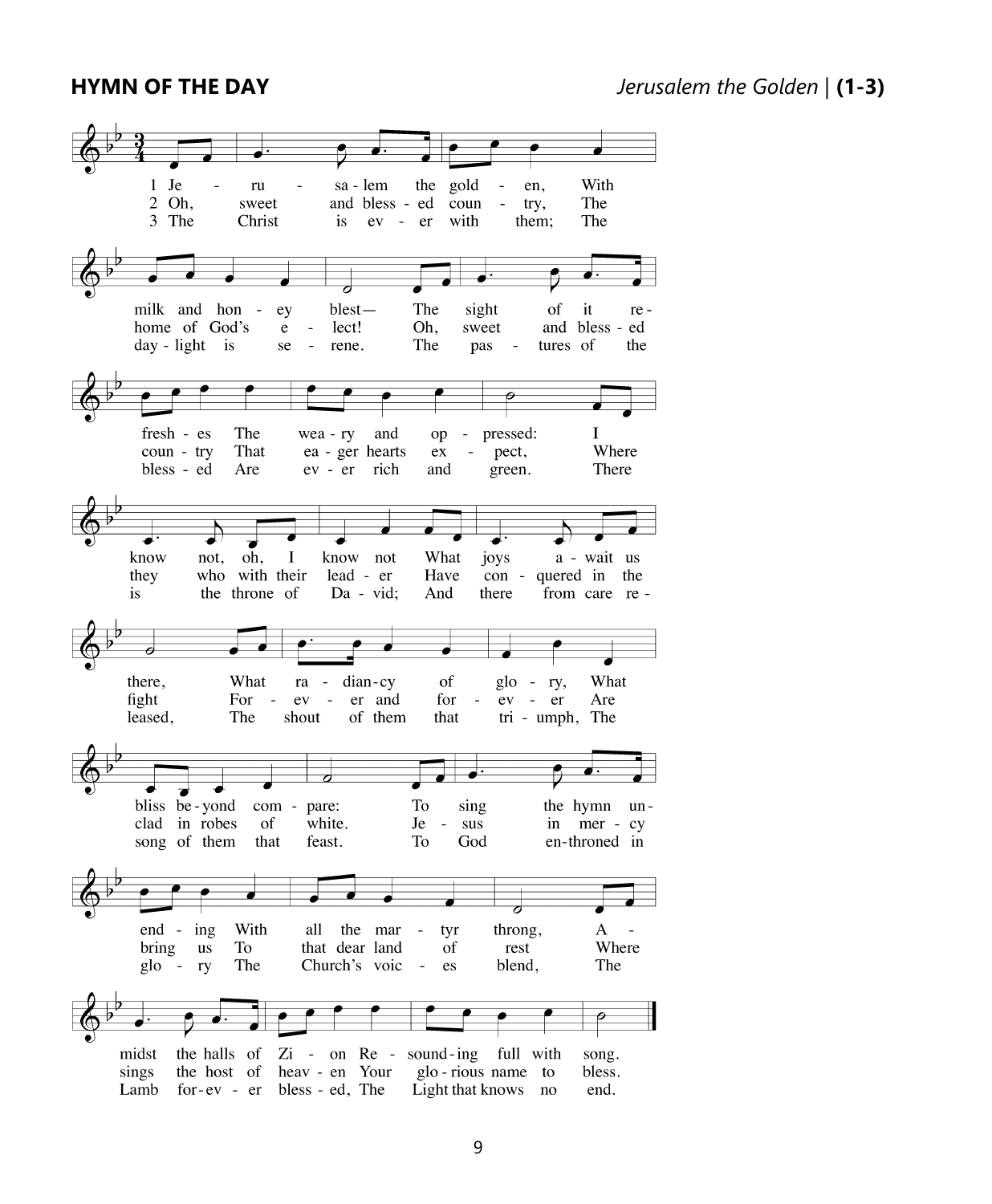## HYMN OF THE DAY

*Jerusalem the Golden* | **(1-3)**

1 Jerusalem the golden, With milk and honey blest— The sight of it refreshes The weary and oppressed: I know not, oh, I know not What joys await us there, What radiancy of glory, What bliss beyond compare: To sing the hymn unending With all the martyr throng, Amidst the halls of Zion Resounding full with song.

2 Oh, sweet and blessed country, The home of God's elect! Oh, sweet and blessed country That eager hearts expect, Where they who with their leader Have conquered in the fight Forever and forever Are clad in robes of white. Jesus in mercy bring us To that dear land of rest Where sings the host of heaven Your glorious name to bless.

3 The Christ is ever with them; The daylight is serene. The pastures of the blessed Are ever rich and green. There is the throne of David; And there from care released, The shout of them that triumph, The song of them that feast. To God enthroned in glory The Church's voices blend, The Lamb forever blessed, The Light that knows no end.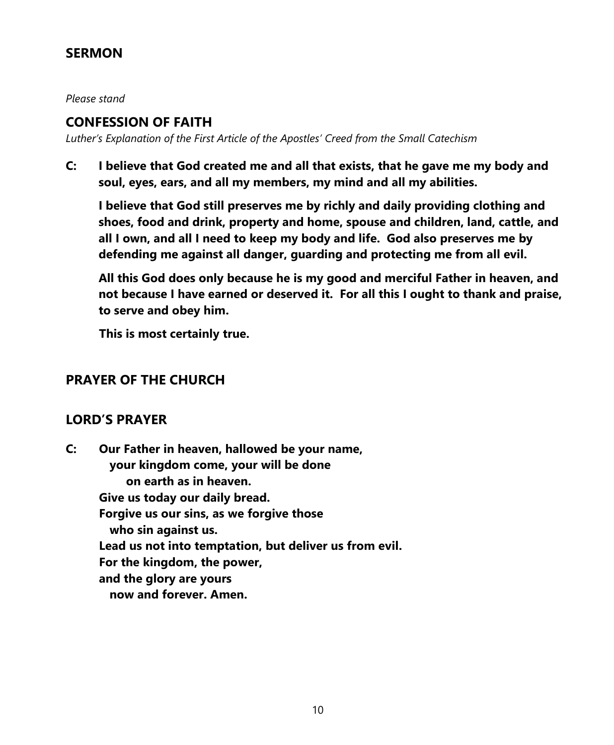## SERMON

*Please stand*

## CONFESSION OF FAITH

*Luther's Explanation of the First Article of the Apostles' Creed from the Small Catechism*

**C: I believe that God created me and all that exists, that he gave me my body and soul, eyes, ears, and all my members, my mind and all my abilities.**

**I believe that God still preserves me by richly and daily providing clothing and shoes, food and drink, property and home, spouse and children, land, cattle, and all I own, and all I need to keep my body and life. God also preserves me by defending me against all danger, guarding and protecting me from all evil.**

**All this God does only because he is my good and merciful Father in heaven, and not because I have earned or deserved it. For all this I ought to thank and praise, to serve and obey him.**

**This is most certainly true.**

## PRAYER OF THE CHURCH

## LORD'S PRAYER

**C: Our Father in heaven, hallowed be your name,**
**your kingdom come, your will be done**
**on earth as in heaven.**
**Give us today our daily bread.**
**Forgive us our sins, as we forgive those**
**who sin against us.**
**Lead us not into temptation, but deliver us from evil.**
**For the kingdom, the power,**
**and the glory are yours**
**now and forever. Amen.**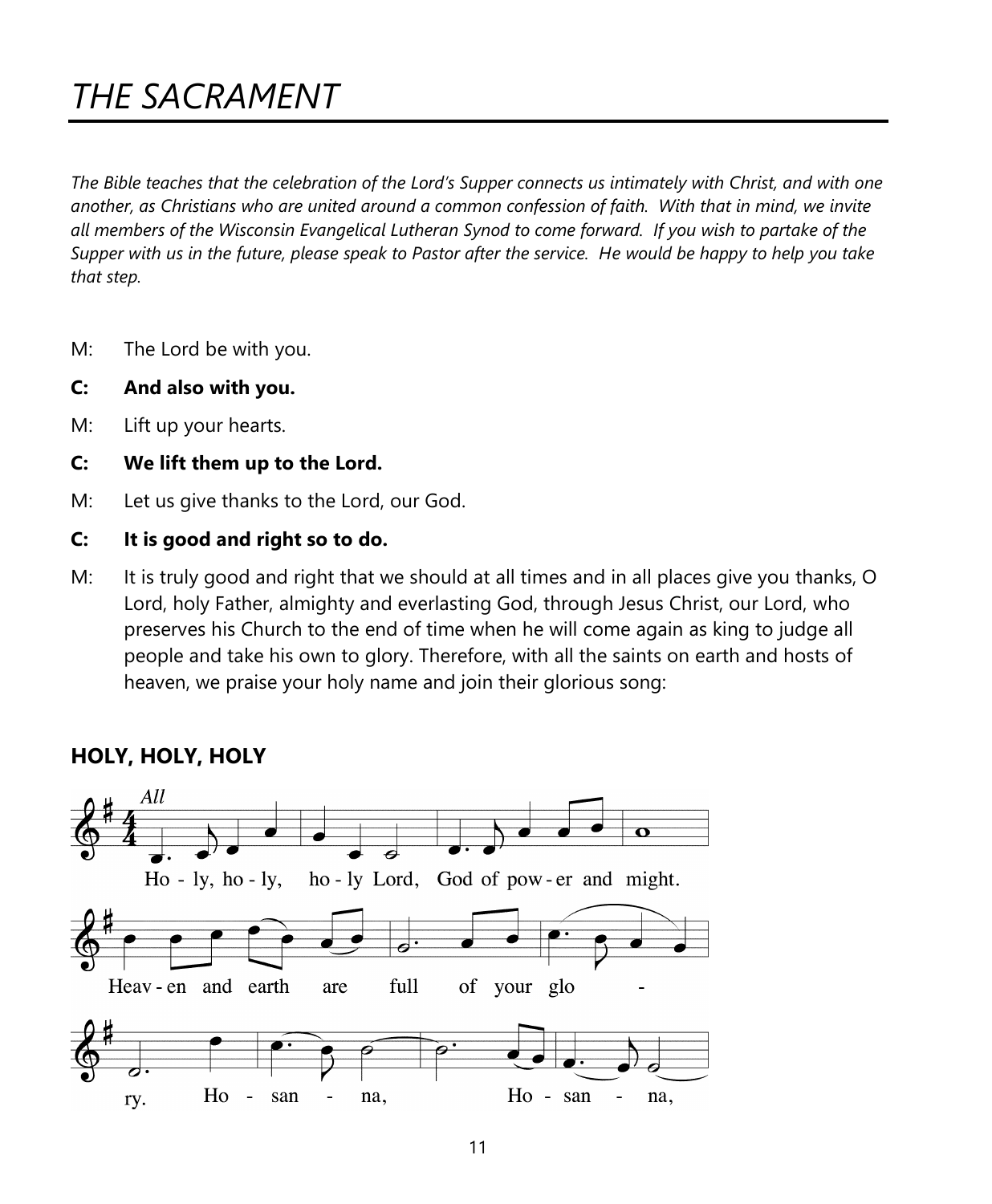# *THE SACRAMENT*

*The Bible teaches that the celebration of the Lord's Supper connects us intimately with Christ, and with one another, as Christians who are united around a common confession of faith. With that in mind, we invite all members of the Wisconsin Evangelical Lutheran Synod to come forward. If you wish to partake of the Supper with us in the future, please speak to Pastor after the service. He would be happy to help you take that step.*

M: The Lord be with you.

**C: And also with you.**

M: Lift up your hearts.

**C: We lift them up to the Lord.**

M: Let us give thanks to the Lord, our God.

**C: It is good and right so to do.**

M: It is truly good and right that we should at all times and in all places give you thanks, O Lord, holy Father, almighty and everlasting God, through Jesus Christ, our Lord, who preserves his Church to the end of time when he will come again as king to judge all people and take his own to glory. Therefore, with all the saints on earth and hosts of heaven, we praise your holy name and join their glorious song:

## HOLY, HOLY, HOLY

*All*

Ho - ly, ho - ly, ho - ly Lord, God of pow - er and might.

Heav - en and earth are full of your glo - ry.

Ho - san - na, Ho - san - na,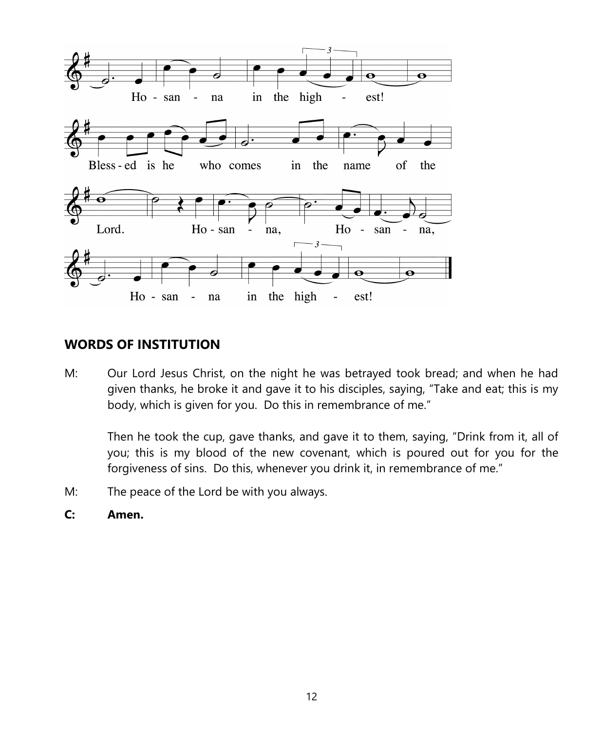Hosanna in the highest!

Blessed is he who comes in the name of the Lord. Hosanna, Hosanna, Hosanna in the highest!

## WORDS OF INSTITUTION

M: Our Lord Jesus Christ, on the night he was betrayed took bread; and when he had given thanks, he broke it and gave it to his disciples, saying, "Take and eat; this is my body, which is given for you. Do this in remembrance of me."

Then he took the cup, gave thanks, and gave it to them, saying, "Drink from it, all of you; this is my blood of the new covenant, which is poured out for you for the forgiveness of sins. Do this, whenever you drink it, in remembrance of me."

M: The peace of the Lord be with you always.

**C: Amen.**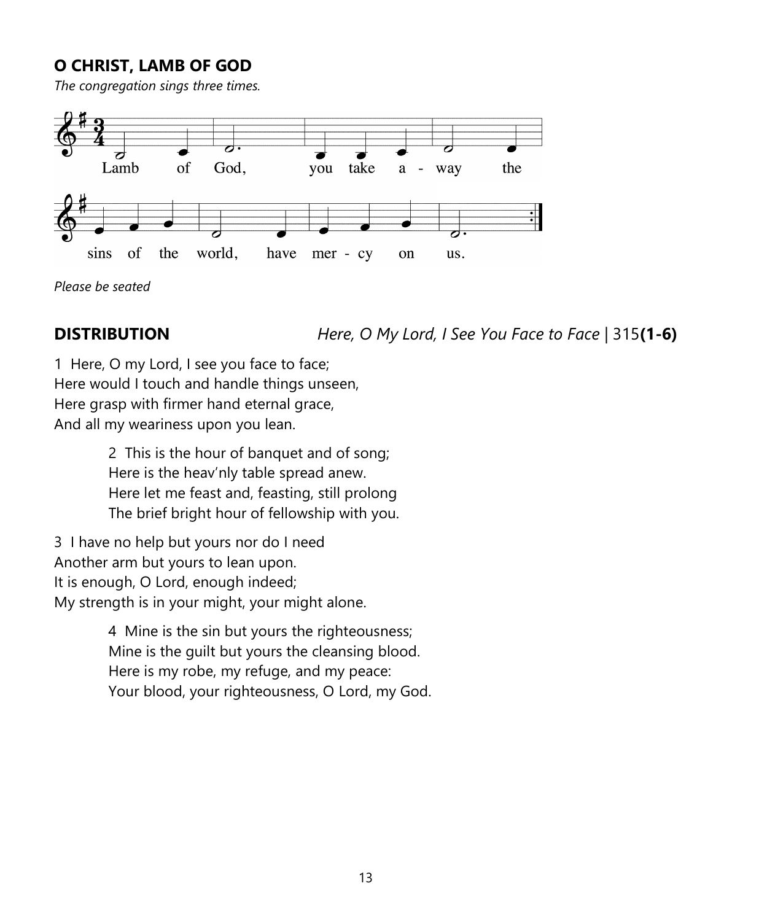**O CHRIST, LAMB OF GOD**

*The congregation sings three times.*

Lamb of God, you take a - way the sins of the world, have mer - cy on us.

*Please be seated*

**DISTRIBUTION** *Here, O My Lord, I See You Face to Face* | 315**(1-6)**

1 Here, O my Lord, I see you face to face;
Here would I touch and handle things unseen,
Here grasp with firmer hand eternal grace,
And all my weariness upon you lean.

2 This is the hour of banquet and of song;
Here is the heav'nly table spread anew.
Here let me feast and, feasting, still prolong
The brief bright hour of fellowship with you.

3 I have no help but yours nor do I need
Another arm but yours to lean upon.
It is enough, O Lord, enough indeed;
My strength is in your might, your might alone.

4 Mine is the sin but yours the righteousness;
Mine is the guilt but yours the cleansing blood.
Here is my robe, my refuge, and my peace:
Your blood, your righteousness, O Lord, my God.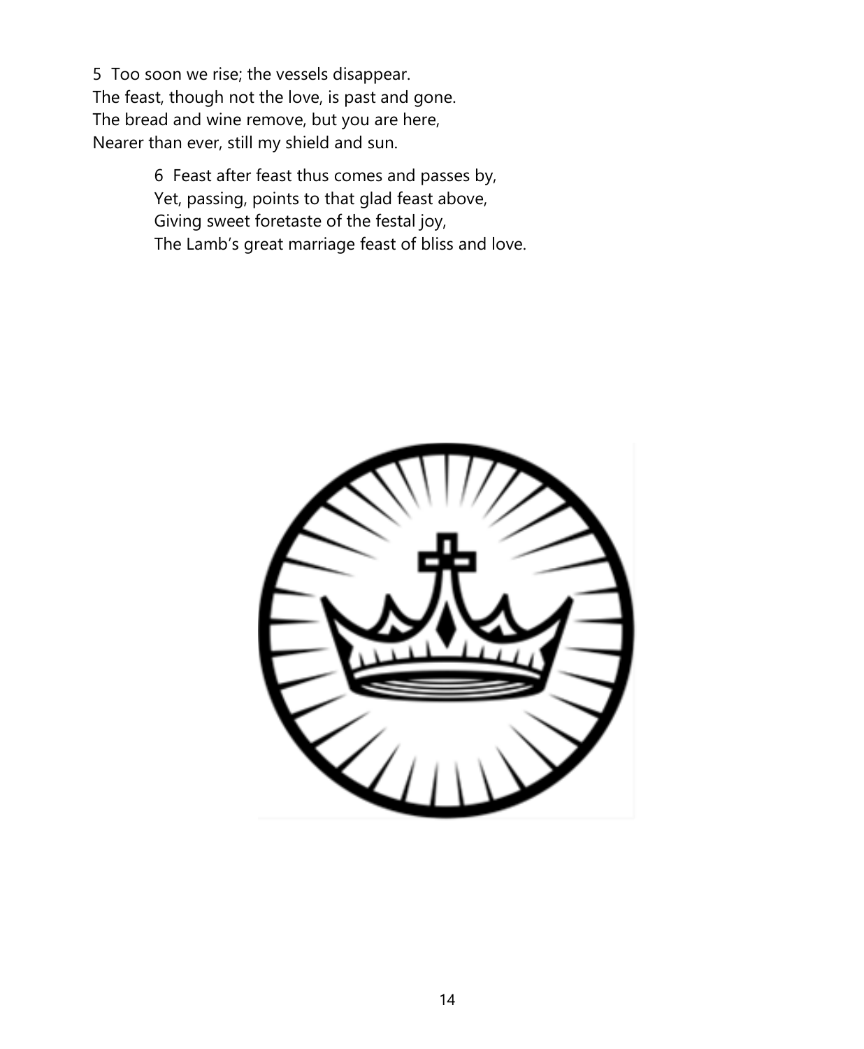5  Too soon we rise; the vessels disappear.
The feast, though not the love, is past and gone.
The bread and wine remove, but you are here,
Nearer than ever, still my shield and sun.

6  Feast after feast thus comes and passes by,
Yet, passing, points to that glad feast above,
Giving sweet foretaste of the festal joy,
The Lamb's great marriage feast of bliss and love.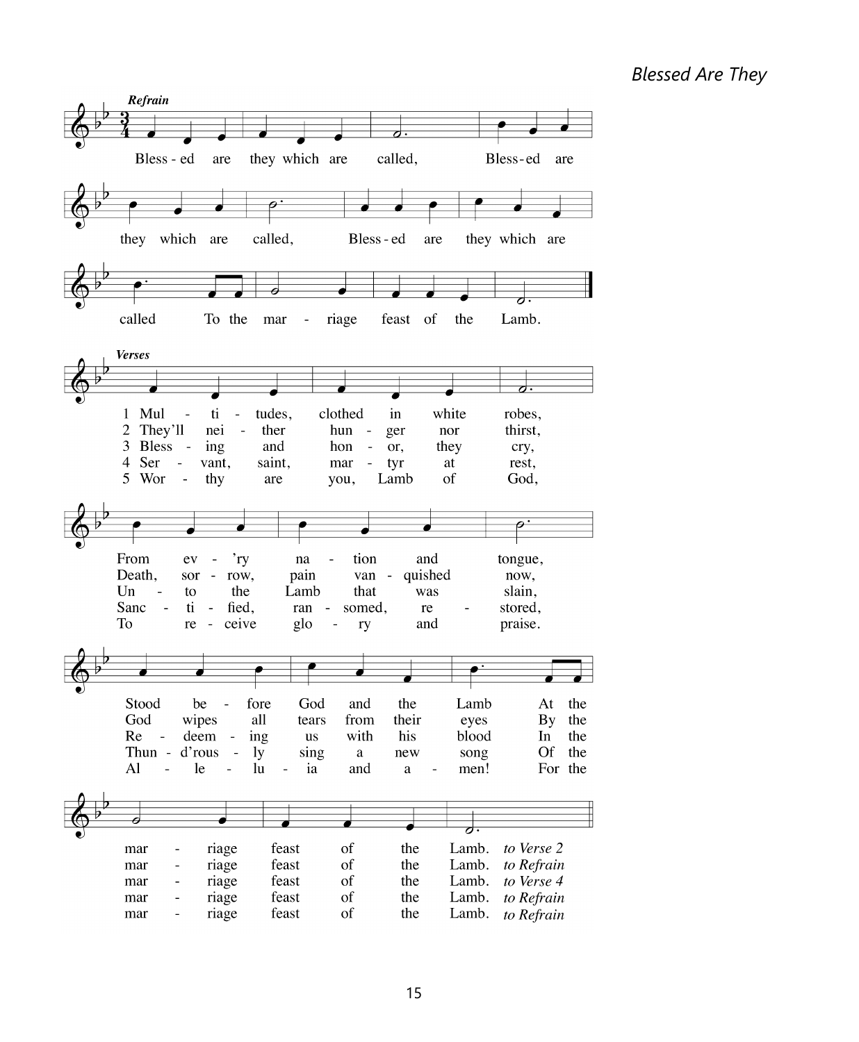*Blessed Are They*

***Refrain***

Bless-ed are they which are called,
Bless-ed are they which are called,
Bless-ed are they which are called
To the marriage feast of the Lamb.

***Verses***

1. Multitudes, clothed in white robes,
From ev'ry nation and tongue,
Stood before God and the Lamb
At the marriage feast of the Lamb. *to Verse 2*

2. They'll neither hunger nor thirst,
Death, sorrow, pain vanquished now,
God wipes all tears from their eyes
By the marriage feast of the Lamb. *to Refrain*

3. Blessing and honor, they cry,
Unto the Lamb that was slain,
Redeeming us with his blood
In the marriage feast of the Lamb. *to Verse 4*

4. Servant, saint, martyr at rest,
Sanctified, ransomed, restored,
Thund'rously sing a new song
Of the marriage feast of the Lamb. *to Refrain*

5. Worthy are you, Lamb of God,
To receive glory and praise.
Alleluia and amen!
For the marriage feast of the Lamb. *to Refrain*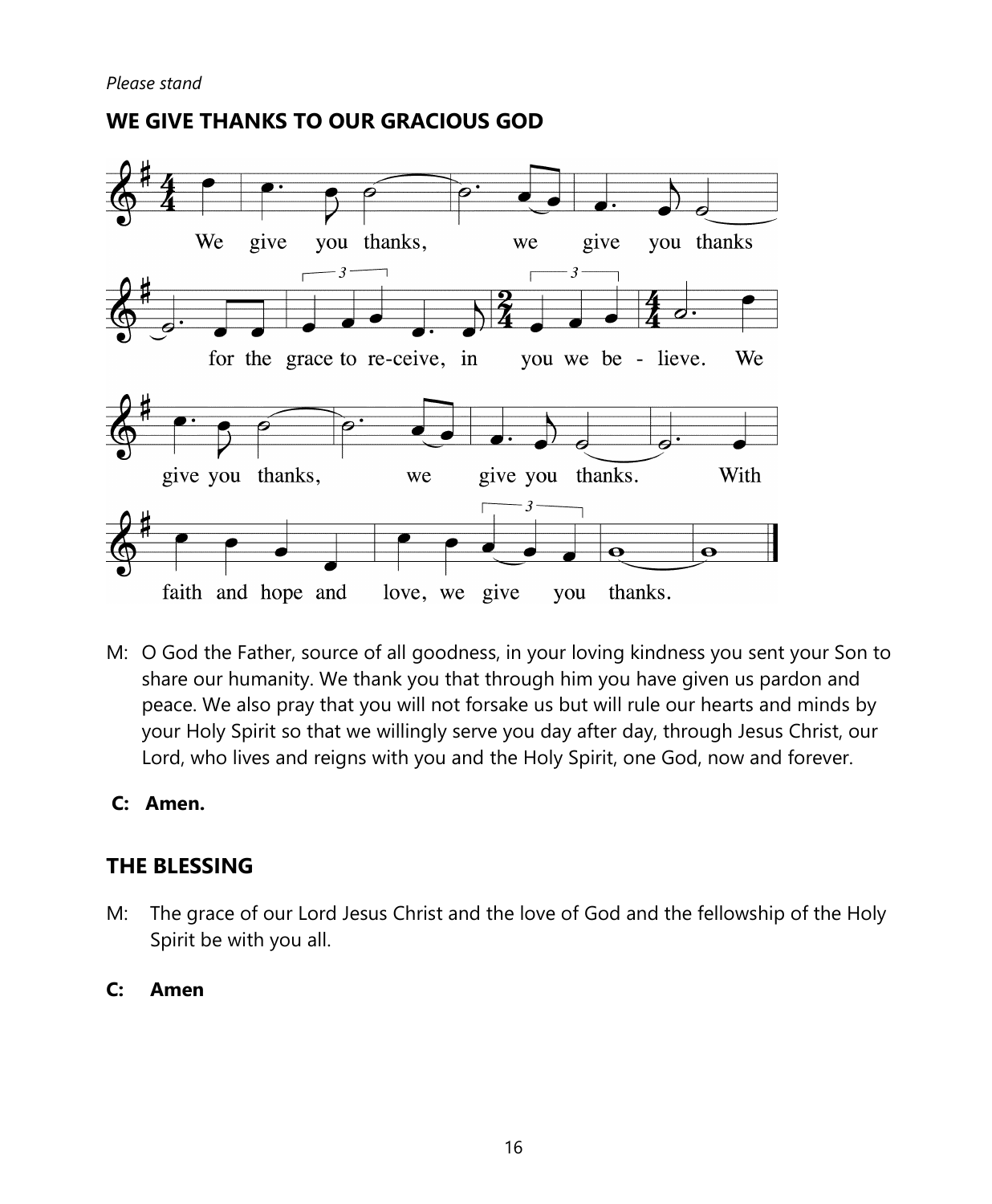*Please stand*

## WE GIVE THANKS TO OUR GRACIOUS GOD

M: O God the Father, source of all goodness, in your loving kindness you sent your Son to share our humanity. We thank you that through him you have given us pardon and peace. We also pray that you will not forsake us but will rule our hearts and minds by your Holy Spirit so that we willingly serve you day after day, through Jesus Christ, our Lord, who lives and reigns with you and the Holy Spirit, one God, now and forever.

**C: Amen.**

## THE BLESSING

M: The grace of our Lord Jesus Christ and the love of God and the fellowship of the Holy Spirit be with you all.

**C: Amen**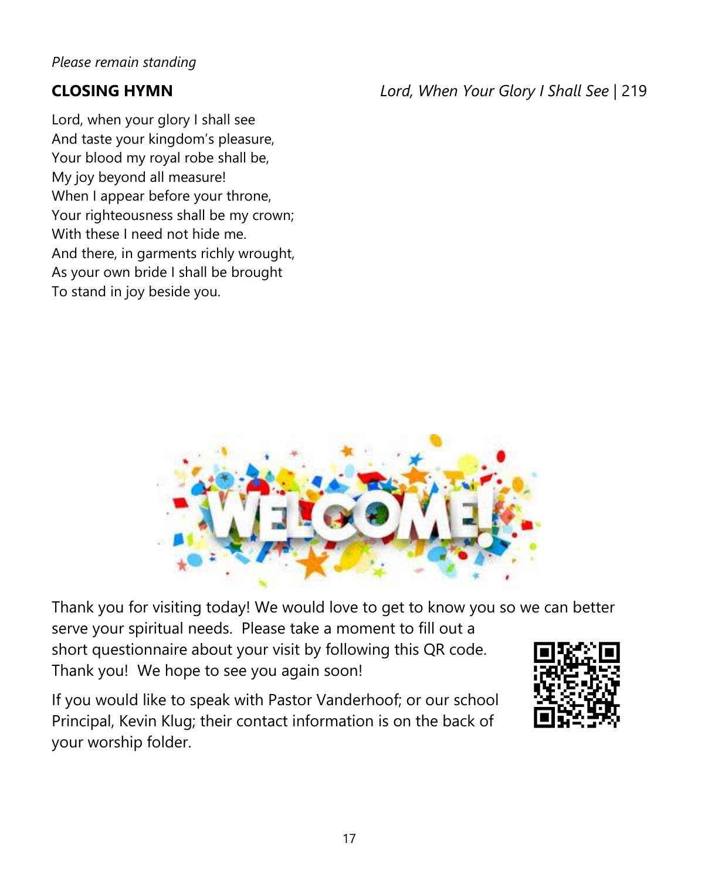*Please remain standing*

**CLOSING HYMN** *Lord, When Your Glory I Shall See* | 219

Lord, when your glory I shall see
And taste your kingdom's pleasure,
Your blood my royal robe shall be,
My joy beyond all measure!
When I appear before your throne,
Your righteousness shall be my crown;
With these I need not hide me.
And there, in garments richly wrought,
As your own bride I shall be brought
To stand in joy beside you.

Thank you for visiting today! We would love to get to know you so we can better serve your spiritual needs. Please take a moment to fill out a short questionnaire about your visit by following this QR code. Thank you! We hope to see you again soon!

If you would like to speak with Pastor Vanderhoof; or our school Principal, Kevin Klug; their contact information is on the back of your worship folder.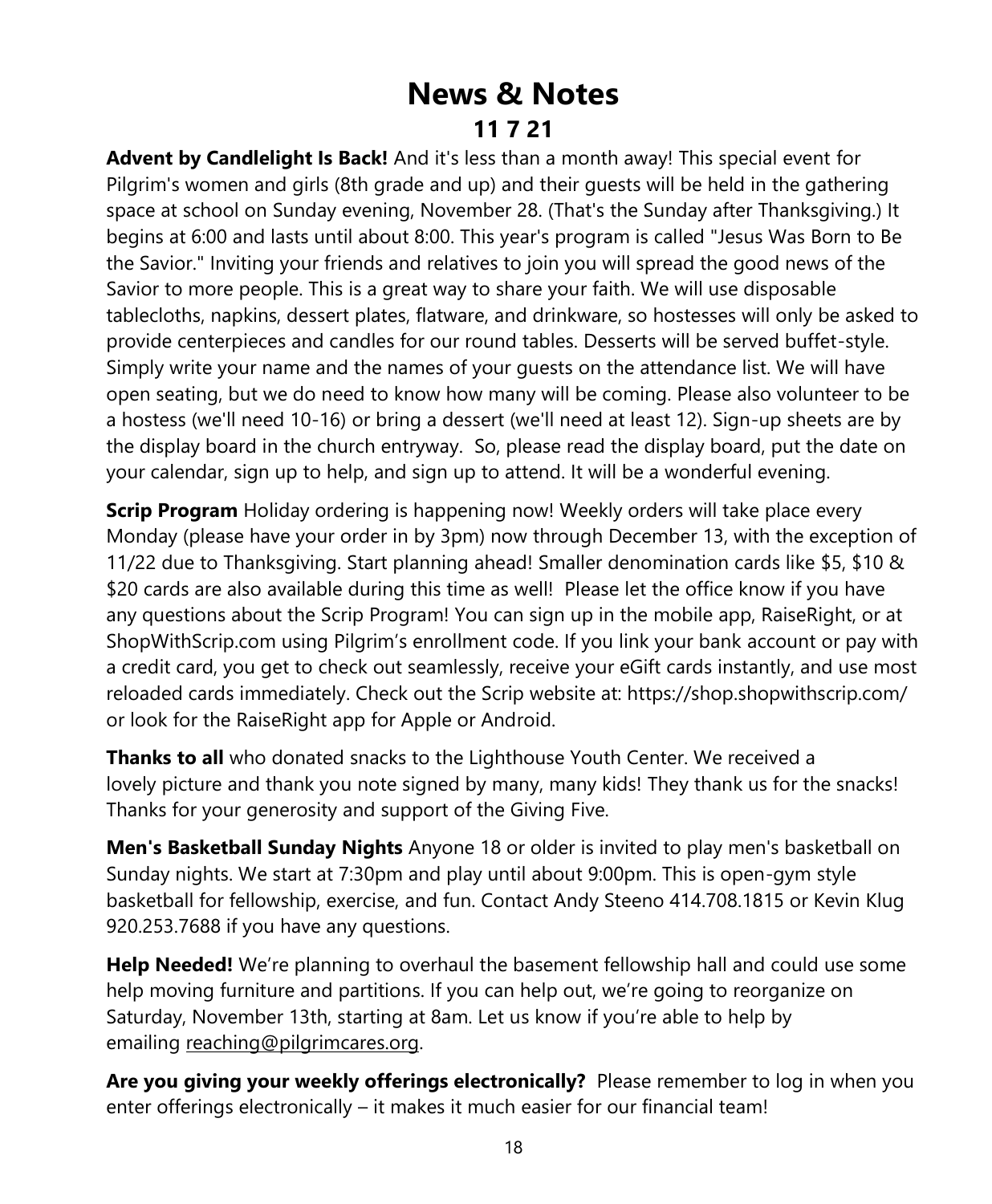# News & Notes

## 11 7 21

**Advent by Candlelight Is Back!** And it's less than a month away! This special event for Pilgrim's women and girls (8th grade and up) and their guests will be held in the gathering space at school on Sunday evening, November 28. (That's the Sunday after Thanksgiving.) It begins at 6:00 and lasts until about 8:00. This year's program is called "Jesus Was Born to Be the Savior." Inviting your friends and relatives to join you will spread the good news of the Savior to more people. This is a great way to share your faith. We will use disposable tablecloths, napkins, dessert plates, flatware, and drinkware, so hostesses will only be asked to provide centerpieces and candles for our round tables. Desserts will be served buffet-style. Simply write your name and the names of your guests on the attendance list. We will have open seating, but we do need to know how many will be coming. Please also volunteer to be a hostess (we'll need 10-16) or bring a dessert (we'll need at least 12). Sign-up sheets are by the display board in the church entryway. So, please read the display board, put the date on your calendar, sign up to help, and sign up to attend. It will be a wonderful evening.

**Scrip Program** Holiday ordering is happening now! Weekly orders will take place every Monday (please have your order in by 3pm) now through December 13, with the exception of 11/22 due to Thanksgiving. Start planning ahead! Smaller denomination cards like $5, $10 & $20 cards are also available during this time as well! Please let the office know if you have any questions about the Scrip Program! You can sign up in the mobile app, RaiseRight, or at ShopWithScrip.com using Pilgrim's enrollment code. If you link your bank account or pay with a credit card, you get to check out seamlessly, receive your eGift cards instantly, and use most reloaded cards immediately. Check out the Scrip website at: https://shop.shopwithscrip.com/ or look for the RaiseRight app for Apple or Android.

**Thanks to all** who donated snacks to the Lighthouse Youth Center. We received a lovely picture and thank you note signed by many, many kids! They thank us for the snacks! Thanks for your generosity and support of the Giving Five.

**Men's Basketball Sunday Nights** Anyone 18 or older is invited to play men's basketball on Sunday nights. We start at 7:30pm and play until about 9:00pm. This is open-gym style basketball for fellowship, exercise, and fun. Contact Andy Steeno 414.708.1815 or Kevin Klug 920.253.7688 if you have any questions.

**Help Needed!** We're planning to overhaul the basement fellowship hall and could use some help moving furniture and partitions. If you can help out, we're going to reorganize on Saturday, November 13th, starting at 8am. Let us know if you're able to help by emailing reaching@pilgrimcares.org.

**Are you giving your weekly offerings electronically?** Please remember to log in when you enter offerings electronically – it makes it much easier for our financial team!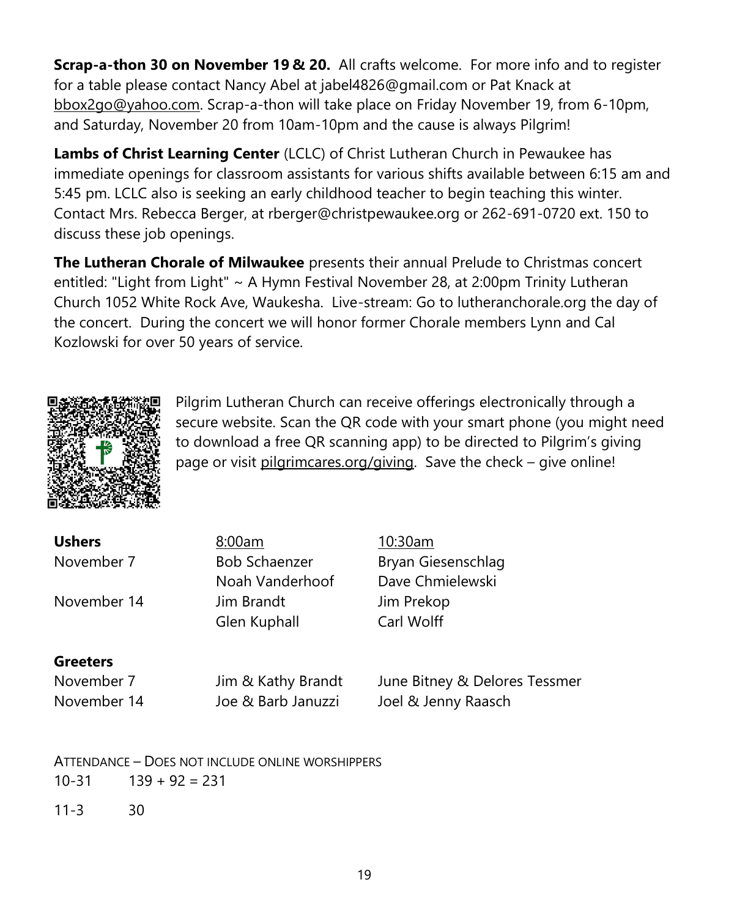**Scrap-a-thon 30 on November 19 & 20.** All crafts welcome. For more info and to register for a table please contact Nancy Abel at jabel4826@gmail.com or Pat Knack at bbox2go@yahoo.com. Scrap-a-thon will take place on Friday November 19, from 6-10pm, and Saturday, November 20 from 10am-10pm and the cause is always Pilgrim!

**Lambs of Christ Learning Center** (LCLC) of Christ Lutheran Church in Pewaukee has immediate openings for classroom assistants for various shifts available between 6:15 am and 5:45 pm. LCLC also is seeking an early childhood teacher to begin teaching this winter. Contact Mrs. Rebecca Berger, at rberger@christpewaukee.org or 262-691-0720 ext. 150 to discuss these job openings.

**The Lutheran Chorale of Milwaukee** presents their annual Prelude to Christmas concert entitled: "Light from Light" ~ A Hymn Festival November 28, at 2:00pm Trinity Lutheran Church 1052 White Rock Ave, Waukesha. Live-stream: Go to lutheranchorale.org the day of the concert. During the concert we will honor former Chorale members Lynn and Cal Kozlowski for over 50 years of service.

Pilgrim Lutheran Church can receive offerings electronically through a secure website. Scan the QR code with your smart phone (you might need to download a free QR scanning app) to be directed to Pilgrim's giving page or visit pilgrimcares.org/giving. Save the check – give online!

| **Ushers** | 8:00am | 10:30am |
|---|---|---|
| November 7 | Bob Schaenzer | Bryan Giesenschlag |
| | Noah Vanderhoof | Dave Chmielewski |
| November 14 | Jim Brandt | Jim Prekop |
| | Glen Kuphall | Carl Wolff |

| **Greeters** | | |
|---|---|---|
| November 7 | Jim & Kathy Brandt | June Bitney & Delores Tessmer |
| November 14 | Joe & Barb Januzzi | Joel & Jenny Raasch |

ATTENDANCE – DOES NOT INCLUDE ONLINE WORSHIPPERS

10-31 139 + 92 = 231

11-3 30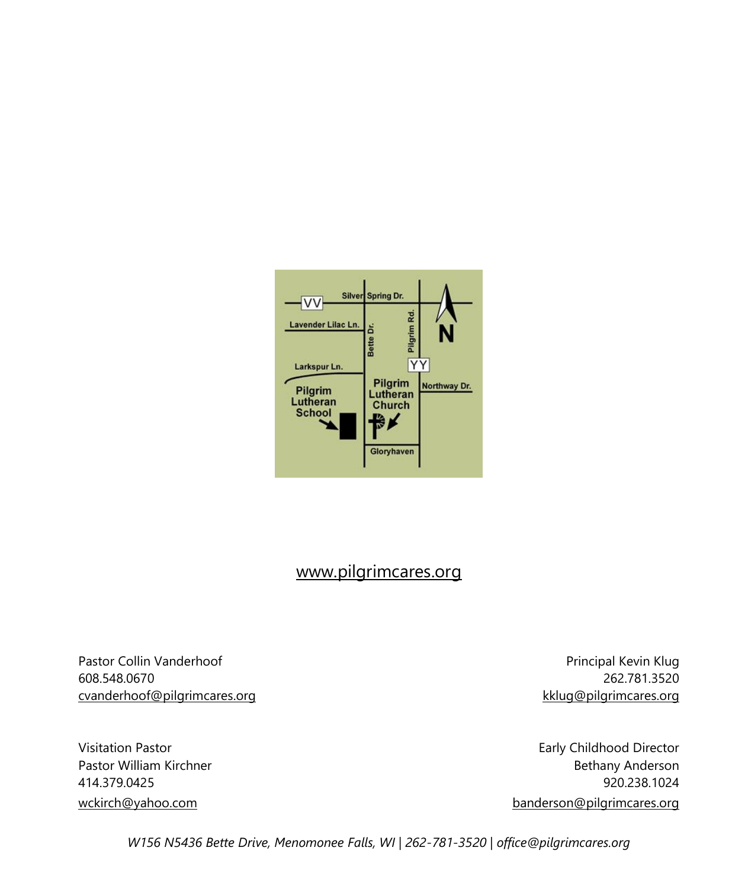VV

Silver Spring Dr.

Lavender Lilac Ln.

Bette Dr.

Pilgrim Rd.

N

YY

Larkspur Ln.

Pilgrim Lutheran School

Pilgrim Lutheran Church

Northway Dr.

Gloryhaven

www.pilgrimcares.org

Pastor Collin Vanderhoof
608.548.0670
cvanderhoof@pilgrimcares.org

Principal Kevin Klug
262.781.3520
kklug@pilgrimcares.org

Visitation Pastor
Pastor William Kirchner
414.379.0425
wckirch@yahoo.com

Early Childhood Director
Bethany Anderson
920.238.1024
banderson@pilgrimcares.org

*W156 N5436 Bette Drive, Menomonee Falls, WI | 262-781-3520 | office@pilgrimcares.org*